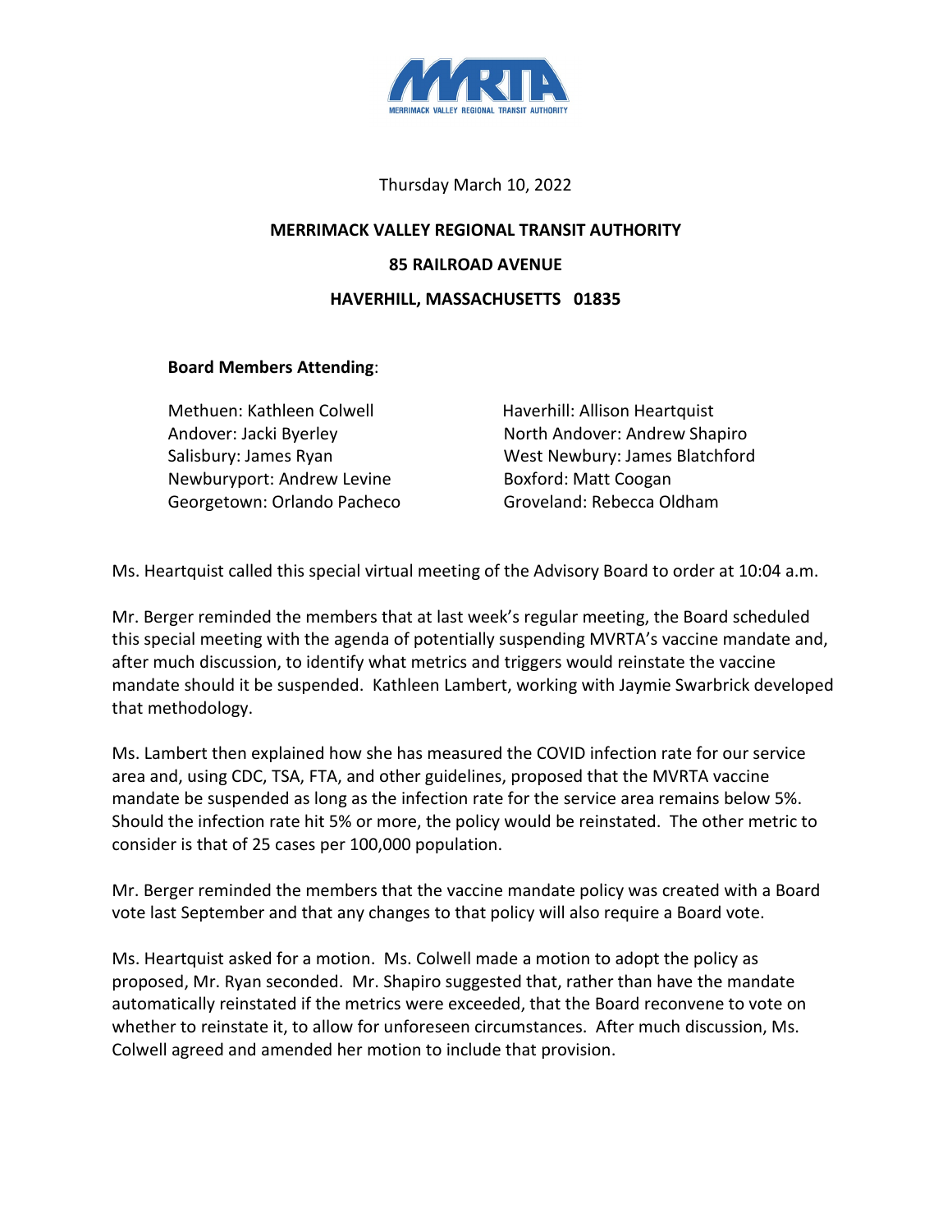MRTA

MERRIMACK VALLEY REGIONAL TRANSIT AUTHORITY

Thursday March 10, 2022

**MERRIMACK VALLEY REGIONAL TRANSIT AUTHORITY**

**85 RAILROAD AVENUE**

**HAVERHILL, MASSACHUSETTS 01835**

**Board Members Attending**:

Methuen: Kathleen Colwell
Andover: Jacki Byerley
Salisbury: James Ryan
Newburyport: Andrew Levine
Georgetown: Orlando Pacheco
Haverhill: Allison Heartquist
North Andover: Andrew Shapiro
West Newbury: James Blatchford
Boxford: Matt Coogan
Groveland: Rebecca Oldham

Ms. Heartquist called this special virtual meeting of the Advisory Board to order at 10:04 a.m.

Mr. Berger reminded the members that at last week's regular meeting, the Board scheduled this special meeting with the agenda of potentially suspending MVRTA's vaccine mandate and, after much discussion, to identify what metrics and triggers would reinstate the vaccine mandate should it be suspended. Kathleen Lambert, working with Jaymie Swarbrick developed that methodology.

Ms. Lambert then explained how she has measured the COVID infection rate for our service area and, using CDC, TSA, FTA, and other guidelines, proposed that the MVRTA vaccine mandate be suspended as long as the infection rate for the service area remains below 5%. Should the infection rate hit 5% or more, the policy would be reinstated. The other metric to consider is that of 25 cases per 100,000 population.

Mr. Berger reminded the members that the vaccine mandate policy was created with a Board vote last September and that any changes to that policy will also require a Board vote.

Ms. Heartquist asked for a motion. Ms. Colwell made a motion to adopt the policy as proposed, Mr. Ryan seconded. Mr. Shapiro suggested that, rather than have the mandate automatically reinstated if the metrics were exceeded, that the Board reconvene to vote on whether to reinstate it, to allow for unforeseen circumstances. After much discussion, Ms. Colwell agreed and amended her motion to include that provision.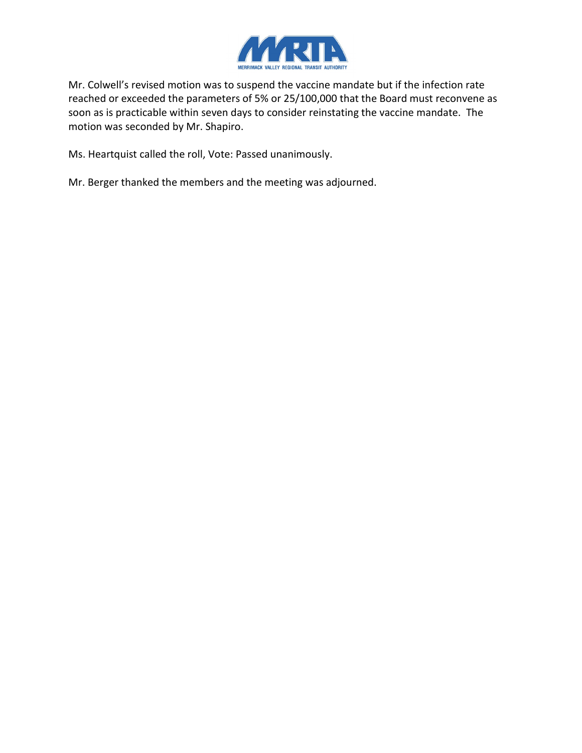Mr. Colwell's revised motion was to suspend the vaccine mandate but if the infection rate reached or exceeded the parameters of 5% or 25/100,000 that the Board must reconvene as soon as is practicable within seven days to consider reinstating the vaccine mandate. The motion was seconded by Mr. Shapiro.

Ms. Heartquist called the roll, Vote: Passed unanimously.

Mr. Berger thanked the members and the meeting was adjourned.